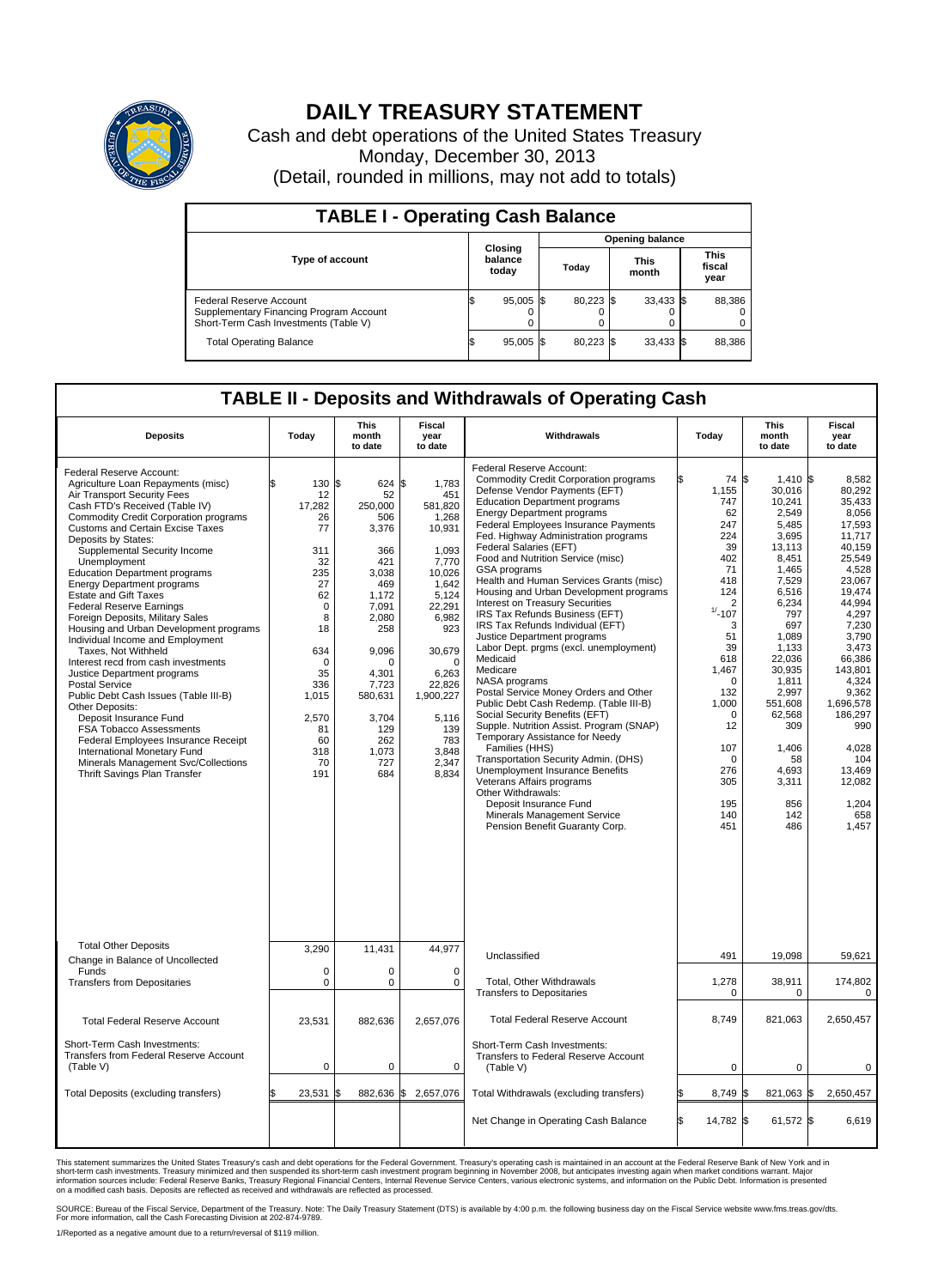# DAILY TREASURY STATEMENT

Cash and debt operations of the United States Treasury
Monday, December 30, 2013
(Detail, rounded in millions, may not add to totals)

## TABLE I - Operating Cash Balance

| Type of account | Closing balance today | Opening balance Today | Opening balance This month | Opening balance This fiscal year |
|---|---|---|---|---|
| Federal Reserve Account | $ 95,005 | $ 80,223 | $ 33,433 | $ 88,386 |
| Supplementary Financing Program Account | 0 | 0 | 0 | 0 |
| Short-Term Cash Investments (Table V) | 0 | 0 | 0 | 0 |
| Total Operating Balance | $ 95,005 | $ 80,223 | $ 33,433 | $ 88,386 |

## TABLE II - Deposits and Withdrawals of Operating Cash

| Deposits | Today | This month to date | Fiscal year to date |
|---|---|---|---|
| Federal Reserve Account: | | | |
| Agriculture Loan Repayments (misc) | $ 130 | $ 624 | $ 1,783 |
| Air Transport Security Fees | 12 | 52 | 451 |
| Cash FTD's Received (Table IV) | 17,282 | 250,000 | 581,820 |
| Commodity Credit Corporation programs | 26 | 506 | 1,268 |
| Customs and Certain Excise Taxes | 77 | 3,376 | 10,931 |
| Deposits by States: | | | |
| Supplemental Security Income | 311 | 366 | 1,093 |
| Unemployment | 32 | 421 | 7,770 |
| Education Department programs | 235 | 3,038 | 10,026 |
| Energy Department programs | 27 | 469 | 1,642 |
| Estate and Gift Taxes | 62 | 1,172 | 5,124 |
| Federal Reserve Earnings | 0 | 7,091 | 22,291 |
| Foreign Deposits, Military Sales | 8 | 2,080 | 6,982 |
| Housing and Urban Development programs | 18 | 258 | 923 |
| Individual Income and Employment Taxes, Not Withheld | 634 | 9,096 | 30,679 |
| Interest recd from cash investments | 0 | 0 | 0 |
| Justice Department programs | 35 | 4,301 | 6,263 |
| Postal Service | 336 | 7,723 | 22,826 |
| Public Debt Cash Issues (Table III-B) | 1,015 | 580,631 | 1,900,227 |
| Other Deposits: | | | |
| Deposit Insurance Fund | 2,570 | 3,704 | 5,116 |
| FSA Tobacco Assessments | 81 | 129 | 139 |
| Federal Employees Insurance Receipt | 60 | 262 | 783 |
| International Monetary Fund | 318 | 1,073 | 3,848 |
| Minerals Management Svc/Collections | 70 | 727 | 2,347 |
| Thrift Savings Plan Transfer | 191 | 684 | 8,834 |
| Total Other Deposits | 3,290 | 11,431 | 44,977 |
| Change in Balance of Uncollected Funds | 0 | 0 | 0 |
| Transfers from Depositaries | 0 | 0 | 0 |
| Total Federal Reserve Account | 23,531 | 882,636 | 2,657,076 |
| Short-Term Cash Investments: Transfers from Federal Reserve Account (Table V) | 0 | 0 | 0 |
| Total Deposits (excluding transfers) | $ 23,531 | $ 882,636 | $ 2,657,076 |

| Withdrawals | Today | This month to date | Fiscal year to date |
|---|---|---|---|
| Federal Reserve Account: | | | |
| Commodity Credit Corporation programs | $ 74 | $ 1,410 | $ 8,582 |
| Defense Vendor Payments (EFT) | 1,155 | 30,016 | 80,292 |
| Education Department programs | 747 | 10,241 | 35,433 |
| Energy Department programs | 62 | 2,549 | 8,056 |
| Federal Employees Insurance Payments | 247 | 5,485 | 17,593 |
| Fed. Highway Administration programs | 224 | 3,695 | 11,717 |
| Federal Salaries (EFT) | 39 | 13,113 | 40,159 |
| Food and Nutrition Service (misc) | 402 | 8,451 | 25,549 |
| GSA programs | 71 | 1,465 | 4,528 |
| Health and Human Services Grants (misc) | 418 | 7,529 | 23,067 |
| Housing and Urban Development programs | 124 | 6,516 | 19,474 |
| Interest on Treasury Securities | 2 | 6,234 | 44,994 |
| IRS Tax Refunds Business (EFT) | 1/ -107 | 797 | 4,297 |
| IRS Tax Refunds Individual (EFT) | 3 | 697 | 7,230 |
| Justice Department programs | 51 | 1,089 | 3,790 |
| Labor Dept. prgms (excl. unemployment) | 39 | 1,133 | 3,473 |
| Medicaid | 618 | 22,036 | 66,386 |
| Medicare | 1,467 | 30,935 | 143,801 |
| NASA programs | 0 | 1,811 | 4,324 |
| Postal Service Money Orders and Other | 132 | 2,997 | 9,362 |
| Public Debt Cash Redemp. (Table III-B) | 1,000 | 551,608 | 1,696,578 |
| Social Security Benefits (EFT) | 0 | 62,568 | 186,297 |
| Supple. Nutrition Assist. Program (SNAP) | 12 | 309 | 990 |
| Temporary Assistance for Needy Families (HHS) | 107 | 1,406 | 4,028 |
| Transportation Security Admin. (DHS) | 0 | 58 | 104 |
| Unemployment Insurance Benefits | 276 | 4,693 | 13,469 |
| Veterans Affairs programs | 305 | 3,311 | 12,082 |
| Other Withdrawals: | | | |
| Deposit Insurance Fund | 195 | 856 | 1,204 |
| Minerals Management Service | 140 | 142 | 658 |
| Pension Benefit Guaranty Corp. | 451 | 486 | 1,457 |
| Unclassified | 491 | 19,098 | 59,621 |
| Total, Other Withdrawals | 1,278 | 38,911 | 174,802 |
| Transfers to Depositaries | 0 | 0 | 0 |
| Total Federal Reserve Account | 8,749 | 821,063 | 2,650,457 |
| Short-Term Cash Investments: Transfers to Federal Reserve Account (Table V) | 0 | 0 | 0 |
| Total Withdrawals (excluding transfers) | $ 8,749 | $ 821,063 | $ 2,650,457 |
| Net Change in Operating Cash Balance | $ 14,782 | $ 61,572 | $ 6,619 |

This statement summarizes the United States Treasury's cash and debt operations for the Federal Government. Treasury's operating cash is maintained in an account at the Federal Reserve Bank of New York and in short-term cash investments. Treasury minimized and then suspended its short-term cash investment program beginning in November 2008, but anticipates investing again when market conditions warrant. Major information sources include: Federal Reserve Banks, Treasury Regional Financial Centers, Internal Revenue Service Centers, various electronic systems, and information on the Public Debt. Information is presented on a modified cash basis. Deposits are reflected as received and withdrawals are reflected as processed.

SOURCE: Bureau of the Fiscal Service, Department of the Treasury. Note: The Daily Treasury Statement (DTS) is available by 4:00 p.m. the following business day on the Fiscal Service website www.fms.treas.gov/dts. For more information, call the Cash Forecasting Division at 202-874-9789.

1/Reported as a negative amount due to a return/reversal of $119 million.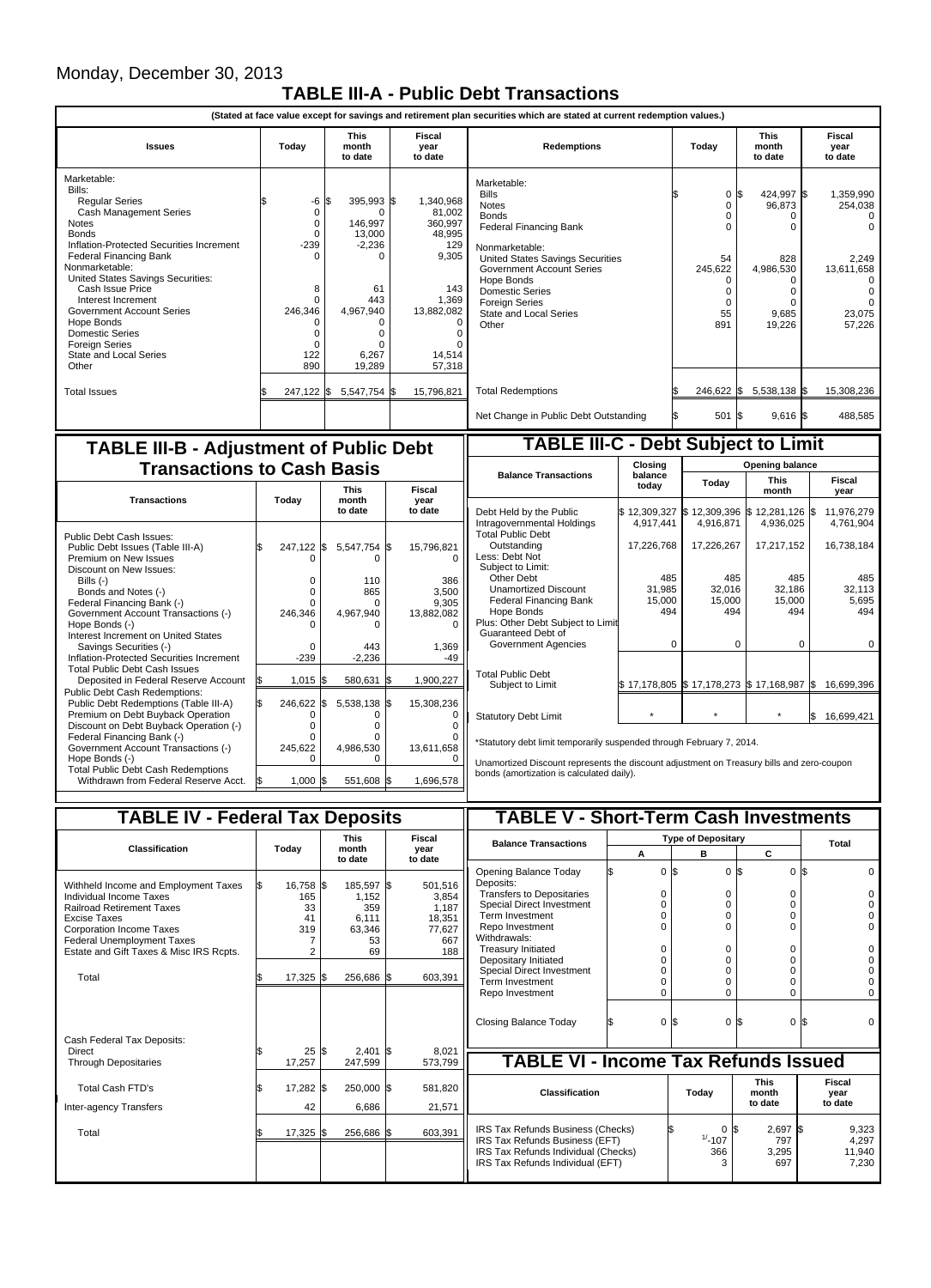Monday, December 30, 2013

# TABLE III-A - Public Debt Transactions

(Stated at face value except for savings and retirement plan securities which are stated at current redemption values.)

| Issues | Today | This month to date | Fiscal year to date |
|---|---|---|---|
| Marketable: | | | |
| Bills: | | | |
| Regular Series | $ -6 | $ 395,993 | $ 1,340,968 |
| Cash Management Series | 0 | 0 | 81,002 |
| Notes | 0 | 146,997 | 360,997 |
| Bonds | 0 | 13,000 | 48,995 |
| Inflation-Protected Securities Increment | -239 | -2,236 | 129 |
| Federal Financing Bank | 0 | 0 | 9,305 |
| Nonmarketable: | | | |
| United States Savings Securities: | | | |
| Cash Issue Price | 8 | 61 | 143 |
| Interest Increment | 0 | 443 | 1,369 |
| Government Account Series | 246,346 | 4,967,940 | 13,882,082 |
| Hope Bonds | 0 | 0 | 0 |
| Domestic Series | 0 | 0 | 0 |
| Foreign Series | 0 | 0 | 0 |
| State and Local Series | 122 | 6,267 | 14,514 |
| Other | 890 | 19,289 | 57,318 |
| Total Issues | $ 247,122 | $ 5,547,754 | $ 15,796,821 |

| Redemptions | Today | This month to date | Fiscal year to date |
|---|---|---|---|
| Marketable: | | | |
| Bills | $ 0 | $ 424,997 | $ 1,359,990 |
| Notes | 0 | 96,873 | 254,038 |
| Bonds | 0 | 0 | 0 |
| Federal Financing Bank | 0 | 0 | 0 |
| Nonmarketable: | | | |
| United States Savings Securities | 54 | 828 | 2,249 |
| Government Account Series | 245,622 | 4,986,530 | 13,611,658 |
| Hope Bonds | 0 | 0 | 0 |
| Domestic Series | 0 | 0 | 0 |
| Foreign Series | 0 | 0 | 0 |
| State and Local Series | 55 | 9,685 | 23,075 |
| Other | 891 | 19,226 | 57,226 |
| Total Redemptions | $ 246,622 | $ 5,538,138 | $ 15,308,236 |
| Net Change in Public Debt Outstanding | $ 501 | $ 9,616 | $ 488,585 |

# TABLE III-B - Adjustment of Public Debt Transactions to Cash Basis

| Transactions | Today | This month to date | Fiscal year to date |
|---|---|---|---|
| Public Debt Cash Issues: | | | |
| Public Debt Issues (Table III-A) | $ 247,122 | $ 5,547,754 | $ 15,796,821 |
| Premium on New Issues | 0 | 0 | 0 |
| Discount on New Issues: | | | |
| Bills (-) | 0 | 110 | 386 |
| Bonds and Notes (-) | 0 | 865 | 3,500 |
| Federal Financing Bank (-) | 0 | 0 | 9,305 |
| Government Account Transactions (-) | 246,346 | 4,967,940 | 13,882,082 |
| Hope Bonds (-) | 0 | 0 | 0 |
| Interest Increment on United States Savings Securities (-) | 0 | 443 | 1,369 |
| Inflation-Protected Securities Increment | -239 | -2,236 | -49 |
| Total Public Debt Cash Issues Deposited in Federal Reserve Account | $ 1,015 | $ 580,631 | $ 1,900,227 |
| Public Debt Cash Redemptions: | | | |
| Public Debt Redemptions (Table III-A) | $ 246,622 | $ 5,538,138 | $ 15,308,236 |
| Premium on Debt Buyback Operation | 0 | 0 | 0 |
| Discount on Debt Buyback Operation (-) | 0 | 0 | 0 |
| Federal Financing Bank (-) | 0 | 0 | 0 |
| Government Account Transactions (-) | 245,622 | 4,986,530 | 13,611,658 |
| Hope Bonds (-) | 0 | 0 | 0 |
| Total Public Debt Cash Redemptions Withdrawn from Federal Reserve Acct. | $ 1,000 | $ 551,608 | $ 1,696,578 |

# TABLE III-C - Debt Subject to Limit

| Balance Transactions | Closing balance today | Opening balance Today | Opening balance This month | Opening balance Fiscal year |
|---|---|---|---|---|
| Debt Held by the Public | $ 12,309,327 | $ 12,309,396 | $ 12,281,126 | $ 11,976,279 |
| Intragovernmental Holdings | 4,917,441 | 4,916,871 | 4,936,025 | 4,761,904 |
| Total Public Debt Outstanding | 17,226,768 | 17,226,267 | 17,217,152 | 16,738,184 |
| Less: Debt Not Subject to Limit: | | | | |
| Other Debt | 485 | 485 | 485 | 485 |
| Unamortized Discount | 31,985 | 32,016 | 32,186 | 32,113 |
| Federal Financing Bank | 15,000 | 15,000 | 15,000 | 5,695 |
| Hope Bonds | 494 | 494 | 494 | 494 |
| Plus: Other Debt Subject to Limit | | | | |
| Guaranteed Debt of Government Agencies | 0 | 0 | 0 | 0 |
| Total Public Debt Subject to Limit | $ 17,178,805 | $ 17,178,273 | $ 17,168,987 | $ 16,699,396 |
| Statutory Debt Limit | * | * | * | $ 16,699,421 |

*Statutory debt limit temporarily suspended through February 7, 2014.

Unamortized Discount represents the discount adjustment on Treasury bills and zero-coupon bonds (amortization is calculated daily).

# TABLE IV - Federal Tax Deposits

| Classification | Today | This month to date | Fiscal year to date |
|---|---|---|---|
| Withheld Income and Employment Taxes | $ 16,758 | $ 185,597 | $ 501,516 |
| Individual Income Taxes | 165 | 1,152 | 3,854 |
| Railroad Retirement Taxes | 33 | 359 | 1,187 |
| Excise Taxes | 41 | 6,111 | 18,351 |
| Corporation Income Taxes | 319 | 63,346 | 77,627 |
| Federal Unemployment Taxes | 7 | 53 | 667 |
| Estate and Gift Taxes & Misc IRS Rcpts. | 2 | 69 | 188 |
| Total | $ 17,325 | $ 256,686 | $ 603,391 |
| Cash Federal Tax Deposits: | | | |
| Direct | $ 25 | $ 2,401 | $ 8,021 |
| Through Depositaries | 17,257 | 247,599 | 573,799 |
| Total Cash FTD's | $ 17,282 | $ 250,000 | $ 581,820 |
| Inter-agency Transfers | 42 | 6,686 | 21,571 |
| Total | $ 17,325 | $ 256,686 | $ 603,391 |

# TABLE V - Short-Term Cash Investments

| Balance Transactions | Type of Depositary A | Type of Depositary B | Type of Depositary C | Total |
|---|---|---|---|---|
| Opening Balance Today | $ 0 | $ 0 | $ 0 | $ 0 |
| Deposits: | | | | |
| Transfers to Depositaries | 0 | 0 | 0 | 0 |
| Special Direct Investment | 0 | 0 | 0 | 0 |
| Term Investment | 0 | 0 | 0 | 0 |
| Repo Investment | 0 | 0 | 0 | 0 |
| Withdrawals: | | | | |
| Treasury Initiated | 0 | 0 | 0 | 0 |
| Depositary Initiated | 0 | 0 | 0 | 0 |
| Special Direct Investment | 0 | 0 | 0 | 0 |
| Term Investment | 0 | 0 | 0 | 0 |
| Repo Investment | 0 | 0 | 0 | 0 |
| Closing Balance Today | $ 0 | $ 0 | $ 0 | $ 0 |

# TABLE VI - Income Tax Refunds Issued

| Classification | Today | This month to date | Fiscal year to date |
|---|---|---|---|
| IRS Tax Refunds Business (Checks) | $ 0 | $ 2,697 | $ 9,323 |
| IRS Tax Refunds Business (EFT) | [1/]-107 | 797 | 4,297 |
| IRS Tax Refunds Individual (Checks) | 366 | 3,295 | 11,940 |
| IRS Tax Refunds Individual (EFT) | 3 | 697 | 7,230 |